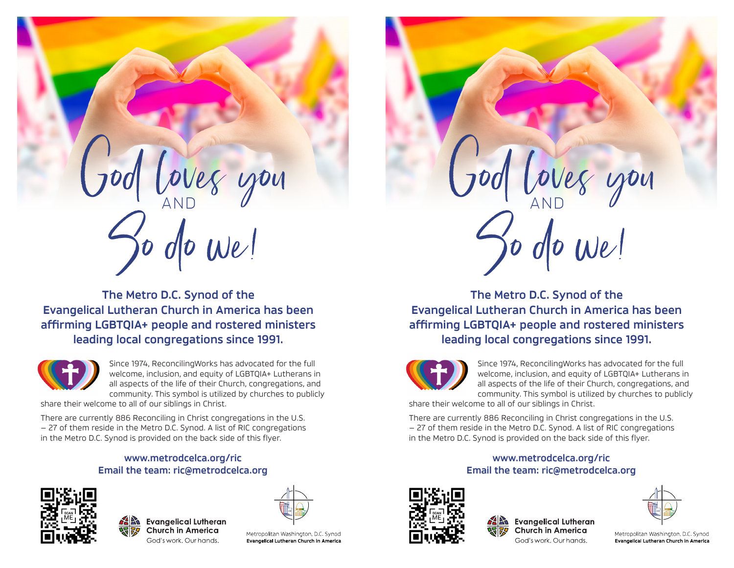# God loves you AND So do we!

**The Metro D.C. Synod of the Evangelical Lutheran Church in America has been affirming LGBTQIA+ people and rostered ministers leading local congregations since 1991.**

Since 1974, ReconcilingWorks has advocated for the full welcome, inclusion, and equity of LGBTQIA+ Lutherans in all aspects of the life of their Church, congregations, and community. This symbol is utilized by churches to publicly share their welcome to all of our siblings in Christ.

There are currently 886 Reconciling in Christ congregations in the U.S. – 27 of them reside in the Metro D.C. Synod. A list of RIC congregations in the Metro D.C. Synod is provided on the back side of this flyer.

**www.metrodcelca.org/ric**
**Email the team: ric@metrodcelca.org**

SCAN ME

Evangelical Lutheran Church in America
God's work. Our hands.

Metropolitan Washington, D.C. Synod
**Evangelical Lutheran Church in America**

# God loves you AND So do we!

**The Metro D.C. Synod of the Evangelical Lutheran Church in America has been affirming LGBTQIA+ people and rostered ministers leading local congregations since 1991.**

Since 1974, ReconcilingWorks has advocated for the full welcome, inclusion, and equity of LGBTQIA+ Lutherans in all aspects of the life of their Church, congregations, and community. This symbol is utilized by churches to publicly share their welcome to all of our siblings in Christ.

There are currently 886 Reconciling in Christ congregations in the U.S. – 27 of them reside in the Metro D.C. Synod. A list of RIC congregations in the Metro D.C. Synod is provided on the back side of this flyer.

**www.metrodcelca.org/ric**
**Email the team: ric@metrodcelca.org**

SCAN ME

Evangelical Lutheran Church in America
God's work. Our hands.

Metropolitan Washington, D.C. Synod
**Evangelical Lutheran Church in America**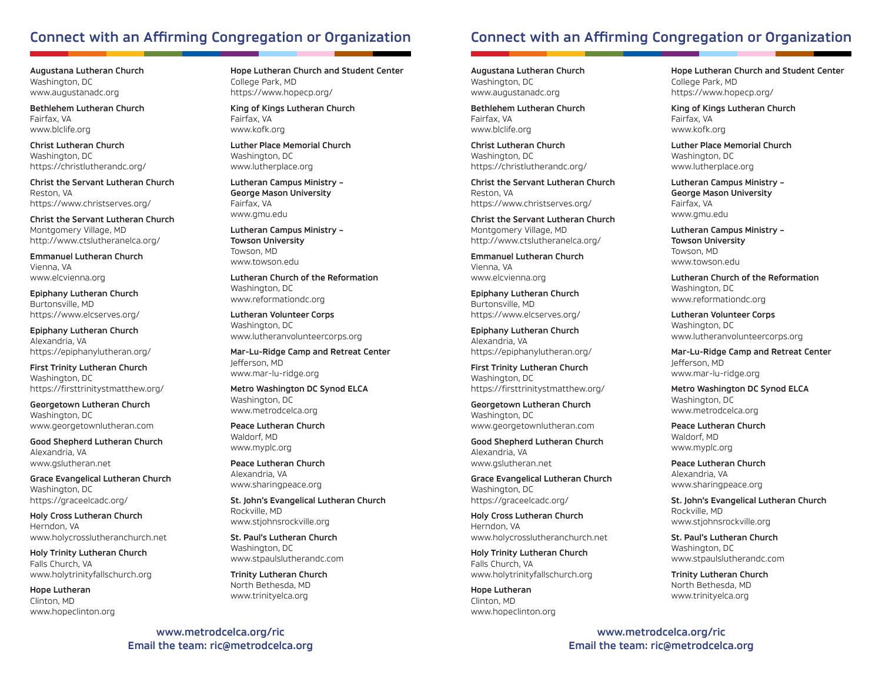## Connect with an Affirming Congregation or Organization

**Augustana Lutheran Church**
Washington, DC
www.augustanadc.org

**Bethlehem Lutheran Church**
Fairfax, VA
www.blclife.org

**Christ Lutheran Church**
Washington, DC
https://christlutherandc.org/

**Christ the Servant Lutheran Church**
Reston, VA
https://www.christserves.org/

**Christ the Servant Lutheran Church**
Montgomery Village, MD
http://www.ctslutheranelca.org/

**Emmanuel Lutheran Church**
Vienna, VA
www.elcvienna.org

**Epiphany Lutheran Church**
Burtonsville, MD
https://www.elcserves.org/

**Epiphany Lutheran Church**
Alexandria, VA
https://epiphanylutheran.org/

**First Trinity Lutheran Church**
Washington, DC
https://firsttrinitystmatthew.org/

**Georgetown Lutheran Church**
Washington, DC
www.georgetownlutheran.com

**Good Shepherd Lutheran Church**
Alexandria, VA
www.gslutheran.net

**Grace Evangelical Lutheran Church**
Washington, DC
https://graceelcadc.org/

**Holy Cross Lutheran Church**
Herndon, VA
www.holycrosslutheranchurch.net

**Holy Trinity Lutheran Church**
Falls Church, VA
www.holytrinityfallschurch.org

**Hope Lutheran**
Clinton, MD
www.hopeclinton.org

**Hope Lutheran Church and Student Center**
College Park, MD
https://www.hopecp.org/

**King of Kings Lutheran Church**
Fairfax, VA
www.kofk.org

**Luther Place Memorial Church**
Washington, DC
www.lutherplace.org

**Lutheran Campus Ministry – George Mason University**
Fairfax, VA
www.gmu.edu

**Lutheran Campus Ministry – Towson University**
Towson, MD
www.towson.edu

**Lutheran Church of the Reformation**
Washington, DC
www.reformationdc.org

**Lutheran Volunteer Corps**
Washington, DC
www.lutheranvolunteercorps.org

**Mar-Lu-Ridge Camp and Retreat Center**
Jefferson, MD
www.mar-lu-ridge.org

**Metro Washington DC Synod ELCA**
Washington, DC
www.metrodcelca.org

**Peace Lutheran Church**
Waldorf, MD
www.myplc.org

**Peace Lutheran Church**
Alexandria, VA
www.sharingpeace.org

**St. John's Evangelical Lutheran Church**
Rockville, MD
www.stjohnsrockville.org

**St. Paul's Lutheran Church**
Washington, DC
www.stpaulslutherandc.com

**Trinity Lutheran Church**
North Bethesda, MD
www.trinityelca.org

**www.metrodcelca.org/ric**
**Email the team: ric@metrodcelca.org**

## Connect with an Affirming Congregation or Organization

**Augustana Lutheran Church**
Washington, DC
www.augustanadc.org

**Bethlehem Lutheran Church**
Fairfax, VA
www.blclife.org

**Christ Lutheran Church**
Washington, DC
https://christlutherandc.org/

**Christ the Servant Lutheran Church**
Reston, VA
https://www.christserves.org/

**Christ the Servant Lutheran Church**
Montgomery Village, MD
http://www.ctslutheranelca.org/

**Emmanuel Lutheran Church**
Vienna, VA
www.elcvienna.org

**Epiphany Lutheran Church**
Burtonsville, MD
https://www.elcserves.org/

**Epiphany Lutheran Church**
Alexandria, VA
https://epiphanylutheran.org/

**First Trinity Lutheran Church**
Washington, DC
https://firsttrinitystmatthew.org/

**Georgetown Lutheran Church**
Washington, DC
www.georgetownlutheran.com

**Good Shepherd Lutheran Church**
Alexandria, VA
www.gslutheran.net

**Grace Evangelical Lutheran Church**
Washington, DC
https://graceelcadc.org/

**Holy Cross Lutheran Church**
Herndon, VA
www.holycrosslutheranchurch.net

**Holy Trinity Lutheran Church**
Falls Church, VA
www.holytrinityfallschurch.org

**Hope Lutheran**
Clinton, MD
www.hopeclinton.org

**Hope Lutheran Church and Student Center**
College Park, MD
https://www.hopecp.org/

**King of Kings Lutheran Church**
Fairfax, VA
www.kofk.org

**Luther Place Memorial Church**
Washington, DC
www.lutherplace.org

**Lutheran Campus Ministry – George Mason University**
Fairfax, VA
www.gmu.edu

**Lutheran Campus Ministry – Towson University**
Towson, MD
www.towson.edu

**Lutheran Church of the Reformation**
Washington, DC
www.reformationdc.org

**Lutheran Volunteer Corps**
Washington, DC
www.lutheranvolunteercorps.org

**Mar-Lu-Ridge Camp and Retreat Center**
Jefferson, MD
www.mar-lu-ridge.org

**Metro Washington DC Synod ELCA**
Washington, DC
www.metrodcelca.org

**Peace Lutheran Church**
Waldorf, MD
www.myplc.org

**Peace Lutheran Church**
Alexandria, VA
www.sharingpeace.org

**St. John's Evangelical Lutheran Church**
Rockville, MD
www.stjohnsrockville.org

**St. Paul's Lutheran Church**
Washington, DC
www.stpaulslutherandc.com

**Trinity Lutheran Church**
North Bethesda, MD
www.trinityelca.org

**www.metrodcelca.org/ric**
**Email the team: ric@metrodcelca.org**